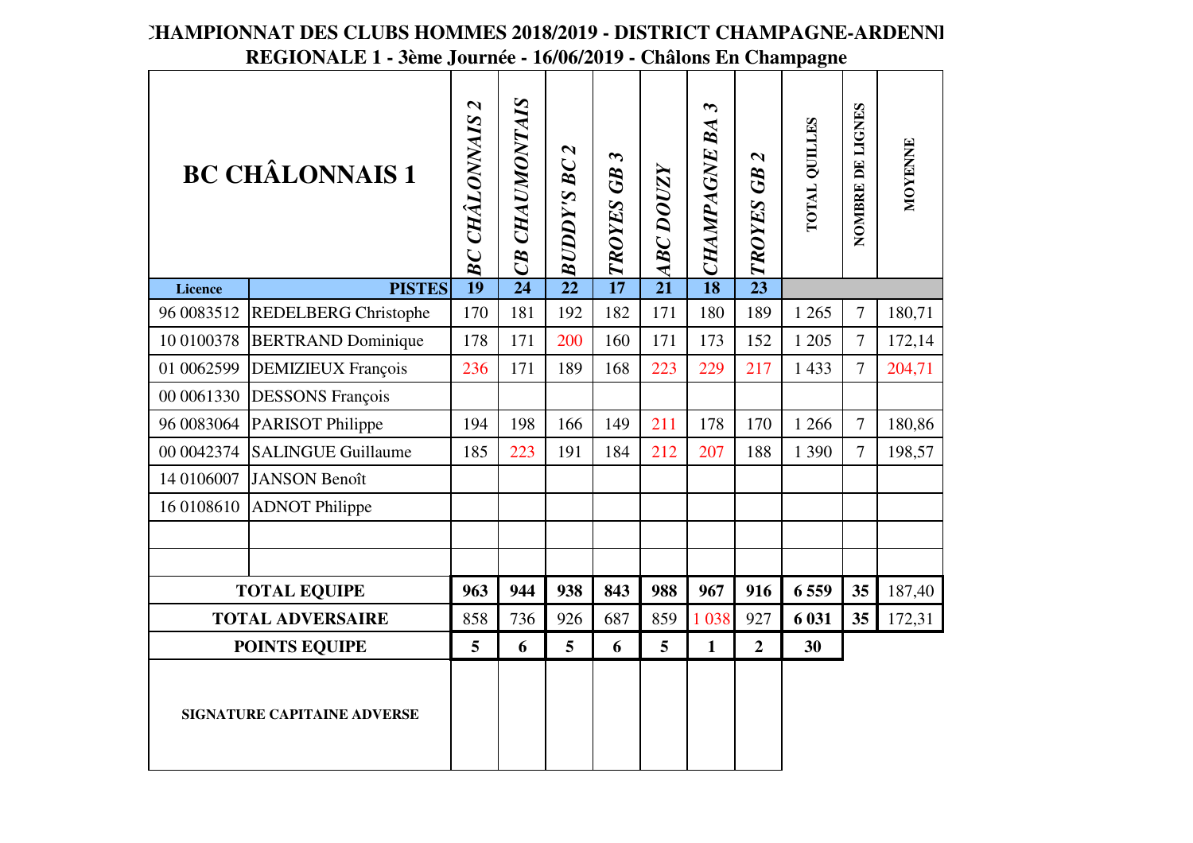# CHAMPIONNAT DES CLUBS HOMMES 2018/2019 - DISTRICT CHAMPAGNE-ARDENNE

## REGIONALE 1 - 3ème Journée - 16/06/2019 - Châlons En Champagne

| BC CHÂLONNAIS 1 | | BC CHÂLONNAIS 2 | CB CHAUMONTAIS | BUDDY'S BC 2 | TROYES GB 3 | ABC DOUZY | CHAMPAGNE BA 3 | TROYES GB 2 | TOTAL QUILLES | NOMBRE DE LIGNES | MOYENNE |
|---|---|---|---|---|---|---|---|---|---|---|---|
| Licence | PISTES | 19 | 24 | 22 | 17 | 21 | 18 | 23 | | | |
| 96 0083512 | REDELBERG Christophe | 170 | 181 | 192 | 182 | 171 | 180 | 189 | 1 265 | 7 | 180,71 |
| 10 0100378 | BERTRAND Dominique | 178 | 171 | 200 | 160 | 171 | 173 | 152 | 1 205 | 7 | 172,14 |
| 01 0062599 | DEMIZIEUX François | 236 | 171 | 189 | 168 | 223 | 229 | 217 | 1 433 | 7 | 204,71 |
| 00 0061330 | DESSONS François | | | | | | | | | | |
| 96 0083064 | PARISOT Philippe | 194 | 198 | 166 | 149 | 211 | 178 | 170 | 1 266 | 7 | 180,86 |
| 00 0042374 | SALINGUE Guillaume | 185 | 223 | 191 | 184 | 212 | 207 | 188 | 1 390 | 7 | 198,57 |
| 14 0106007 | JANSON Benoît | | | | | | | | | | |
| 16 0108610 | ADNOT Philippe | | | | | | | | | | |
| | | | | | | | | | | | |
| | | | | | | | | | | | |
| TOTAL EQUIPE | | 963 | 944 | 938 | 843 | 988 | 967 | 916 | 6 559 | 35 | 187,40 |
| TOTAL ADVERSAIRE | | 858 | 736 | 926 | 687 | 859 | 1 038 | 927 | 6 031 | 35 | 172,31 |
| POINTS EQUIPE | | 5 | 6 | 5 | 6 | 5 | 1 | 2 | 30 | | |
| SIGNATURE CAPITAINE ADVERSE | | | | | | | | | | | |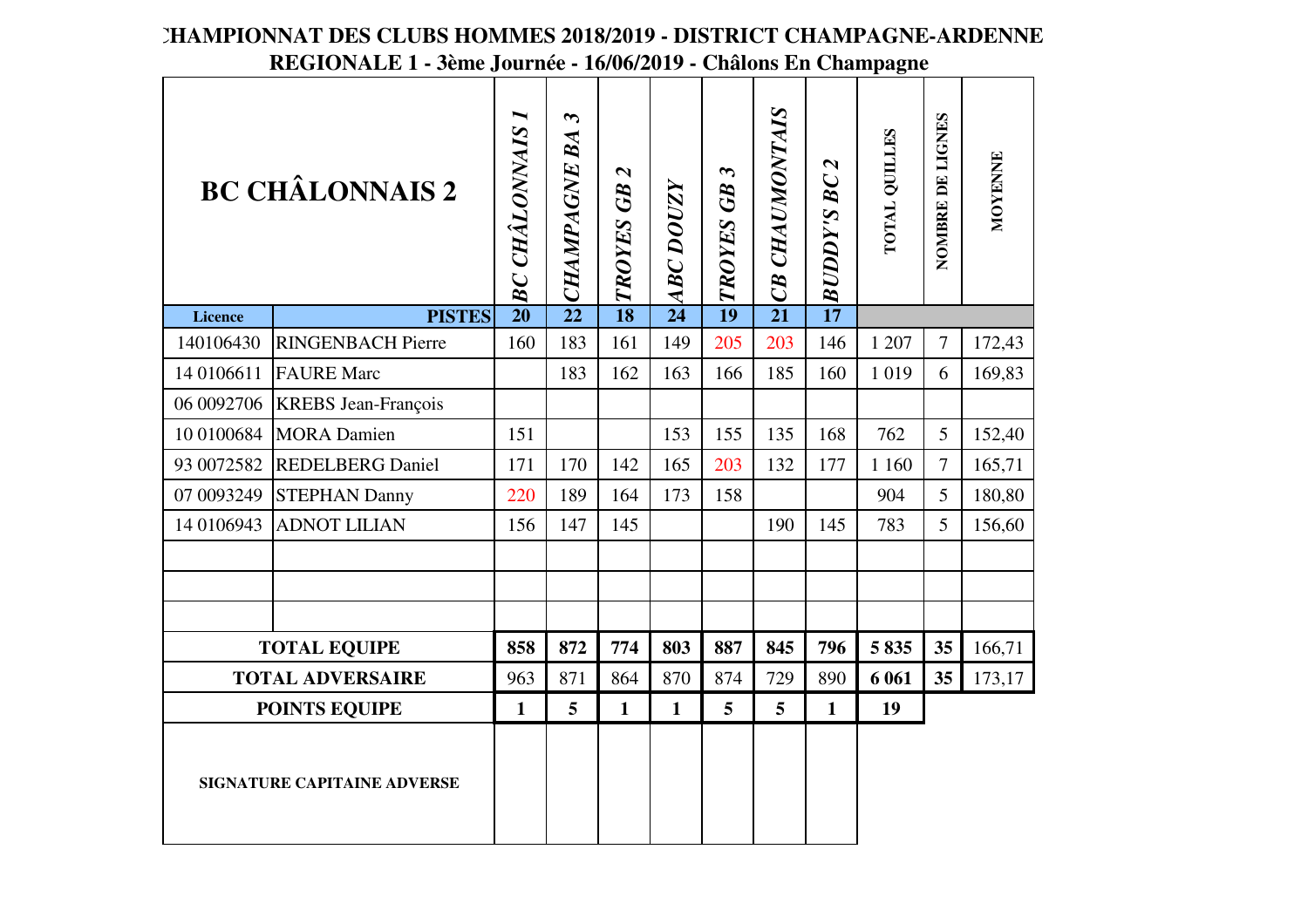# CHAMPIONNAT DES CLUBS HOMMES 2018/2019 - DISTRICT CHAMPAGNE-ARDENNE

## REGIONALE 1 - 3ème Journée - 16/06/2019 - Châlons En Champagne

| BC CHÂLONNAIS 2 | | BC CHÂLONNAIS 1 | CHAMPAGNE BA 3 | TROYES GB 2 | ABC DOUZY | TROYES GB 3 | CB CHAUMONTAIS | BUDDY'S BC 2 | TOTAL QUILLES | NOMBRE DE LIGNES | MOYENNE |
|---|---|---|---|---|---|---|---|---|---|---|---|
| **Licence** | **PISTES** | **20** | **22** | **18** | **24** | **19** | **21** | **17** | | | |
| 140106430 | RINGENBACH Pierre | 160 | 183 | 161 | 149 | 205 | 203 | 146 | 1 207 | 7 | 172,43 |
| 14 0106611 | FAURE Marc | | 183 | 162 | 163 | 166 | 185 | 160 | 1 019 | 6 | 169,83 |
| 06 0092706 | KREBS Jean-François | | | | | | | | | | |
| 10 0100684 | MORA Damien | 151 | | | 153 | 155 | 135 | 168 | 762 | 5 | 152,40 |
| 93 0072582 | REDELBERG Daniel | 171 | 170 | 142 | 165 | 203 | 132 | 177 | 1 160 | 7 | 165,71 |
| 07 0093249 | STEPHAN Danny | 220 | 189 | 164 | 173 | 158 | | | 904 | 5 | 180,80 |
| 14 0106943 | ADNOT LILIAN | 156 | 147 | 145 | | | 190 | 145 | 783 | 5 | 156,60 |
| | | | | | | | | | | | |
| | | | | | | | | | | | |
| | | | | | | | | | | | |
| **TOTAL EQUIPE** | | **858** | **872** | **774** | **803** | **887** | **845** | **796** | **5 835** | **35** | 166,71 |
| **TOTAL ADVERSAIRE** | | 963 | 871 | 864 | 870 | 874 | 729 | 890 | **6 061** | **35** | 173,17 |
| **POINTS EQUIPE** | | **1** | **5** | **1** | **1** | **5** | **5** | **1** | **19** | | |
| **SIGNATURE CAPITAINE ADVERSE** | | | | | | | | | | | |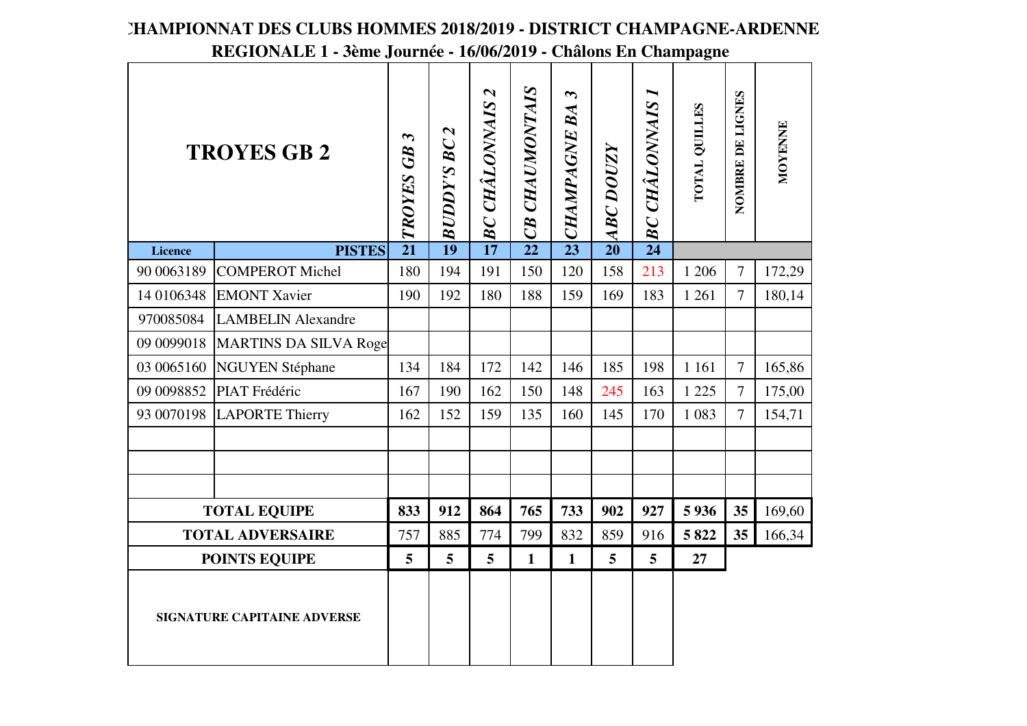# CHAMPIONNAT DES CLUBS HOMMES 2018/2019 - DISTRICT CHAMPAGNE-ARDENNE

## REGIONALE 1 - 3ème Journée - 16/06/2019 - Châlons En Champagne

| **TROYES GB 2** | | *TROYES GB 3* | *BUDDY'S BC 2* | *BC CHÂLONNAIS 2* | *CB CHAUMONTAIS* | *CHAMPAGNE BA 3* | *ABC DOUZY* | *BC CHÂLONNAIS 1* | TOTAL QUILLES | NOMBRE DE LIGNES | MOYENNE |
|---|---|---|---|---|---|---|---|---|---|---|---|
| **Licence** | **PISTES** | **21** | **19** | **17** | **22** | **23** | **20** | **24** | | | |
| 90 0063189 | COMPEROT Michel | 180 | 194 | 191 | 150 | 120 | 158 | 213 | 1 206 | 7 | 172,29 |
| 14 0106348 | EMONT Xavier | 190 | 192 | 180 | 188 | 159 | 169 | 183 | 1 261 | 7 | 180,14 |
| 970085084 | LAMBELIN Alexandre | | | | | | | | | | |
| 09 0099018 | MARTINS DA SILVA Roge | | | | | | | | | | |
| 03 0065160 | NGUYEN Stéphane | 134 | 184 | 172 | 142 | 146 | 185 | 198 | 1 161 | 7 | 165,86 |
| 09 0098852 | PIAT Frédéric | 167 | 190 | 162 | 150 | 148 | 245 | 163 | 1 225 | 7 | 175,00 |
| 93 0070198 | LAPORTE Thierry | 162 | 152 | 159 | 135 | 160 | 145 | 170 | 1 083 | 7 | 154,71 |
| | | | | | | | | | | | |
| | | | | | | | | | | | |
| | | | | | | | | | | | |
| **TOTAL EQUIPE** | | **833** | **912** | **864** | **765** | **733** | **902** | **927** | **5 936** | **35** | 169,60 |
| **TOTAL ADVERSAIRE** | | 757 | 885 | 774 | 799 | 832 | 859 | 916 | **5 822** | **35** | 166,34 |
| **POINTS EQUIPE** | | **5** | **5** | **5** | **1** | **1** | **5** | **5** | **27** | | |
| **SIGNATURE CAPITAINE ADVERSE** | | | | | | | | | | | |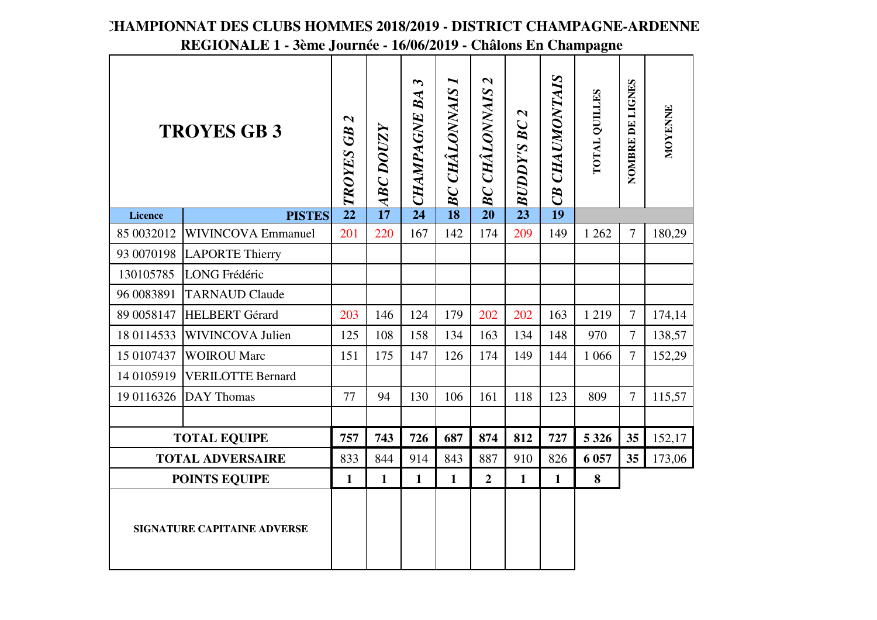# CHAMPIONNAT DES CLUBS HOMMES 2018/2019 - DISTRICT CHAMPAGNE-ARDENNE

## REGIONALE 1 - 3ème Journée - 16/06/2019 - Châlons En Champagne

| TROYES GB 3 | | TROYES GB 2 | ABC DOUZY | CHAMPAGNE BA 3 | BC CHÂLONNAIS 1 | BC CHÂLONNAIS 2 | BUDDY'S BC 2 | CB CHAUMONTAIS | TOTAL QUILLES | NOMBRE DE LIGNES | MOYENNE |
|---|---|---|---|---|---|---|---|---|---|---|---|
| **Licence** | **PISTES** | **22** | **17** | **24** | **18** | **20** | **23** | **19** | | | |
| 85 0032012 | WIVINCOVA Emmanuel | 201 | 220 | 167 | 142 | 174 | 209 | 149 | 1 262 | 7 | 180,29 |
| 93 0070198 | LAPORTE Thierry | | | | | | | | | | |
| 130105785 | LONG Frédéric | | | | | | | | | | |
| 96 0083891 | TARNAUD Claude | | | | | | | | | | |
| 89 0058147 | HELBERT Gérard | 203 | 146 | 124 | 179 | 202 | 202 | 163 | 1 219 | 7 | 174,14 |
| 18 0114533 | WIVINCOVA Julien | 125 | 108 | 158 | 134 | 163 | 134 | 148 | 970 | 7 | 138,57 |
| 15 0107437 | WOIROU Marc | 151 | 175 | 147 | 126 | 174 | 149 | 144 | 1 066 | 7 | 152,29 |
| 14 0105919 | VERILOTTE Bernard | | | | | | | | | | |
| 19 0116326 | DAY Thomas | 77 | 94 | 130 | 106 | 161 | 118 | 123 | 809 | 7 | 115,57 |
| | | | | | | | | | | | |
| **TOTAL EQUIPE** | | **757** | **743** | **726** | **687** | **874** | **812** | **727** | **5 326** | **35** | 152,17 |
| **TOTAL ADVERSAIRE** | | 833 | 844 | 914 | 843 | 887 | 910 | 826 | **6 057** | **35** | 173,06 |
| **POINTS EQUIPE** | | **1** | **1** | **1** | **1** | **2** | **1** | **1** | **8** | | |
| **SIGNATURE CAPITAINE ADVERSE** | | | | | | | | | | | |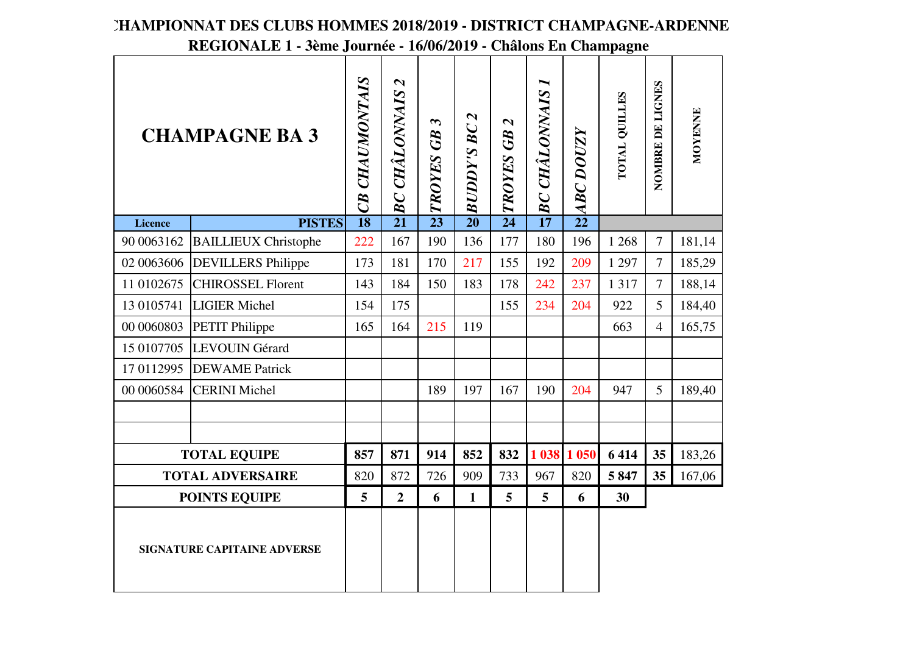# CHAMPIONNAT DES CLUBS HOMMES 2018/2019 - DISTRICT CHAMPAGNE-ARDENNE

## REGIONALE 1 - 3ème Journée - 16/06/2019 - Châlons En Champagne

| CHAMPAGNE BA 3 | | CB CHAUMONTAIS | BC CHÂLONNAIS 2 | TROYES GB 3 | BUDDY'S BC 2 | TROYES GB 2 | BC CHÂLONNAIS 1 | ABC DOUZY | TOTAL QUILLES | NOMBRE DE LIGNES | MOYENNE |
|---|---|---|---|---|---|---|---|---|---|---|---|
| **Licence** | **PISTES** | **18** | **21** | **23** | **20** | **24** | **17** | **22** | | | |
| 90 0063162 | BAILLIEUX Christophe | 222 | 167 | 190 | 136 | 177 | 180 | 196 | 1 268 | 7 | 181,14 |
| 02 0063606 | DEVILLERS Philippe | 173 | 181 | 170 | 217 | 155 | 192 | 209 | 1 297 | 7 | 185,29 |
| 11 0102675 | CHIROSSEL Florent | 143 | 184 | 150 | 183 | 178 | 242 | 237 | 1 317 | 7 | 188,14 |
| 13 0105741 | LIGIER Michel | 154 | 175 | | | 155 | 234 | 204 | 922 | 5 | 184,40 |
| 00 0060803 | PETIT Philippe | 165 | 164 | 215 | 119 | | | | 663 | 4 | 165,75 |
| 15 0107705 | LEVOUIN Gérard | | | | | | | | | | |
| 17 0112995 | DEWAME Patrick | | | | | | | | | | |
| 00 0060584 | CERINI Michel | | | 189 | 197 | 167 | 190 | 204 | 947 | 5 | 189,40 |
| | | | | | | | | | | | |
| | | | | | | | | | | | |
| **TOTAL EQUIPE** | | **857** | **871** | **914** | **852** | **832** | **1 038** | **1 050** | **6 414** | **35** | 183,26 |
| **TOTAL ADVERSAIRE** | | 820 | 872 | 726 | 909 | 733 | 967 | 820 | **5 847** | **35** | 167,06 |
| **POINTS EQUIPE** | | **5** | **2** | **6** | **1** | **5** | **5** | **6** | **30** | | |
| **SIGNATURE CAPITAINE ADVERSE** | | | | | | | | | | | |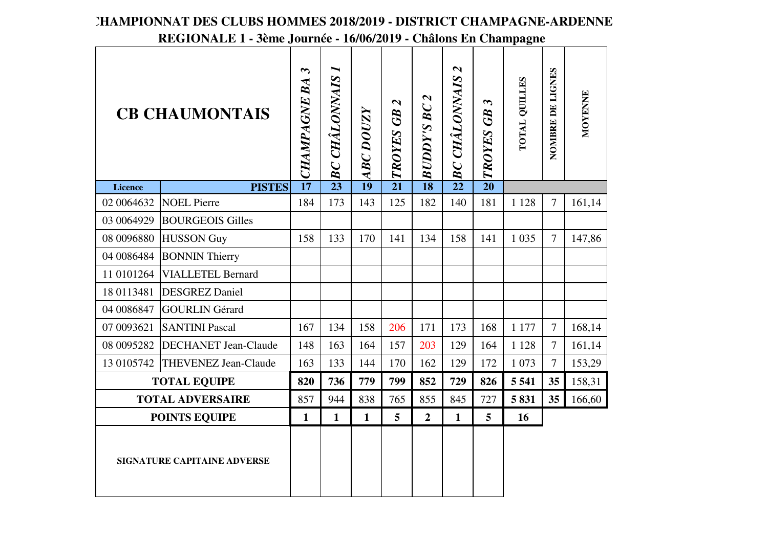# CHAMPIONNAT DES CLUBS HOMMES 2018/2019 - DISTRICT CHAMPAGNE-ARDENNE

## REGIONALE 1 - 3ème Journée - 16/06/2019 - Châlons En Champagne

| CB CHAUMONTAIS | | *CHAMPAGNE BA 3* | *BC CHÂLONNAIS 1* | *ABC DOUZY* | *TROYES GB 2* | *BUDDY'S BC 2* | *BC CHÂLONNAIS 2* | *TROYES GB 3* | TOTAL QUILLES | NOMBRE DE LIGNES | MOYENNE |
|---|---|---|---|---|---|---|---|---|---|---|---|
| **Licence** | **PISTES** | **17** | **23** | **19** | **21** | **18** | **22** | **20** | | | |
| 02 0064632 | NOEL Pierre | 184 | 173 | 143 | 125 | 182 | 140 | 181 | 1 128 | 7 | 161,14 |
| 03 0064929 | BOURGEOIS Gilles | | | | | | | | | | |
| 08 0096880 | HUSSON Guy | 158 | 133 | 170 | 141 | 134 | 158 | 141 | 1 035 | 7 | 147,86 |
| 04 0086484 | BONNIN Thierry | | | | | | | | | | |
| 11 0101264 | VIALLETEL Bernard | | | | | | | | | | |
| 18 0113481 | DESGREZ Daniel | | | | | | | | | | |
| 04 0086847 | GOURLIN Gérard | | | | | | | | | | |
| 07 0093621 | SANTINI Pascal | 167 | 134 | 158 | 206 | 171 | 173 | 168 | 1 177 | 7 | 168,14 |
| 08 0095282 | DECHANET Jean-Claude | 148 | 163 | 164 | 157 | 203 | 129 | 164 | 1 128 | 7 | 161,14 |
| 13 0105742 | THEVENEZ Jean-Claude | 163 | 133 | 144 | 170 | 162 | 129 | 172 | 1 073 | 7 | 153,29 |
| **TOTAL EQUIPE** | | **820** | **736** | **779** | **799** | **852** | **729** | **826** | **5 541** | **35** | 158,31 |
| **TOTAL ADVERSAIRE** | | 857 | 944 | 838 | 765 | 855 | 845 | 727 | **5 831** | **35** | 166,60 |
| **POINTS EQUIPE** | | **1** | **1** | **1** | **5** | **2** | **1** | **5** | **16** | | |
| **SIGNATURE CAPITAINE ADVERSE** | | | | | | | | | | | |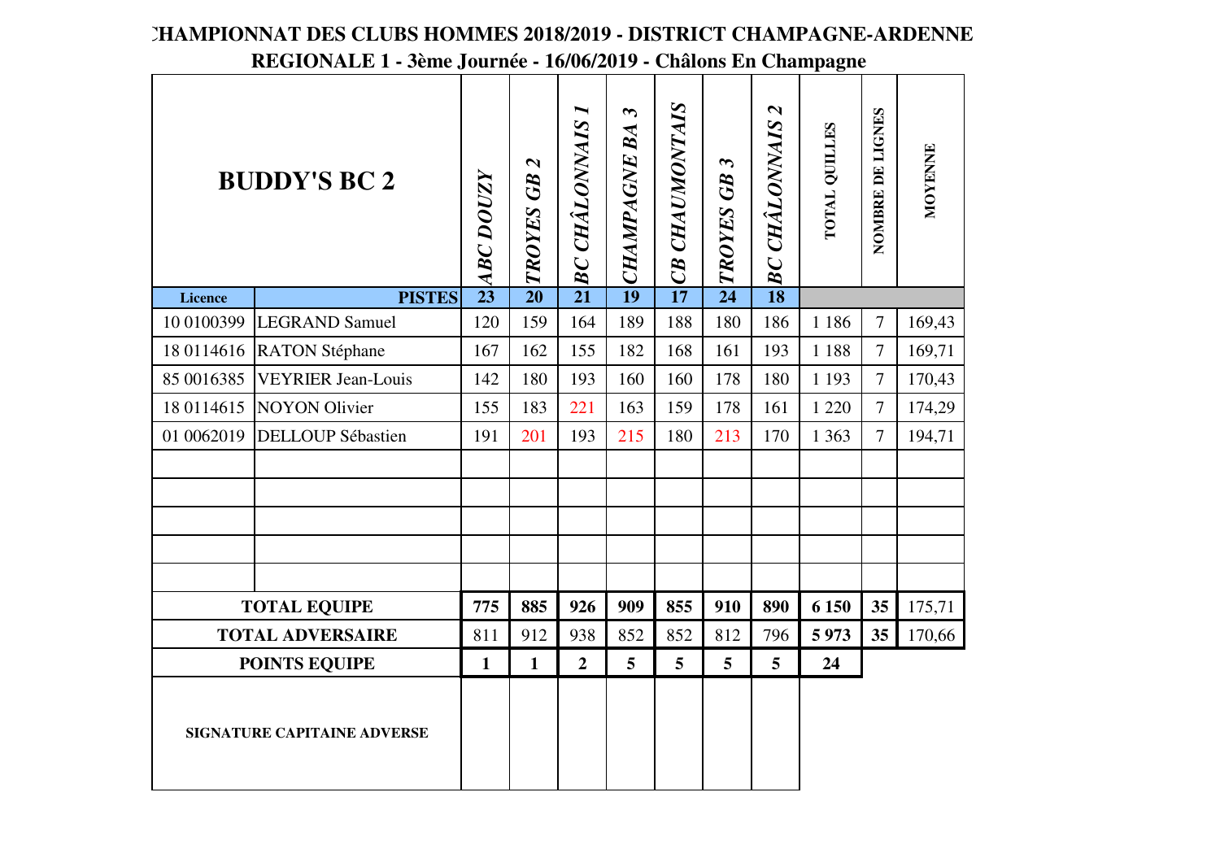# CHAMPIONNAT DES CLUBS HOMMES 2018/2019 - DISTRICT CHAMPAGNE-ARDENNE

## REGIONALE 1 - 3ème Journée - 16/06/2019 - Châlons En Champagne

| BUDDY'S BC 2 | | ABC DOUZY | TROYES GB 2 | BC CHÂLONNAIS 1 | CHAMPAGNE BA 3 | CB CHAUMONTAIS | TROYES GB 3 | BC CHÂLONNAIS 2 | TOTAL QUILLES | NOMBRE DE LIGNES | MOYENNE |
|---|---|---|---|---|---|---|---|---|---|---|---|
| **Licence** | **PISTES** | **23** | **20** | **21** | **19** | **17** | **24** | **18** | | | |
| 10 0100399 | LEGRAND Samuel | 120 | 159 | 164 | 189 | 188 | 180 | 186 | 1 186 | 7 | 169,43 |
| 18 0114616 | RATON Stéphane | 167 | 162 | 155 | 182 | 168 | 161 | 193 | 1 188 | 7 | 169,71 |
| 85 0016385 | VEYRIER Jean-Louis | 142 | 180 | 193 | 160 | 160 | 178 | 180 | 1 193 | 7 | 170,43 |
| 18 0114615 | NOYON Olivier | 155 | 183 | 221 | 163 | 159 | 178 | 161 | 1 220 | 7 | 174,29 |
| 01 0062019 | DELLOUP Sébastien | 191 | 201 | 193 | 215 | 180 | 213 | 170 | 1 363 | 7 | 194,71 |
| | | | | | | | | | | | |
| | | | | | | | | | | | |
| | | | | | | | | | | | |
| | | | | | | | | | | | |
| | | | | | | | | | | | |
| **TOTAL EQUIPE** | | **775** | **885** | **926** | **909** | **855** | **910** | **890** | **6 150** | **35** | 175,71 |
| **TOTAL ADVERSAIRE** | | 811 | 912 | 938 | 852 | 852 | 812 | 796 | **5 973** | **35** | 170,66 |
| **POINTS EQUIPE** | | **1** | **1** | **2** | **5** | **5** | **5** | **5** | **24** | | |
| **SIGNATURE CAPITAINE ADVERSE** | | | | | | | | | | | |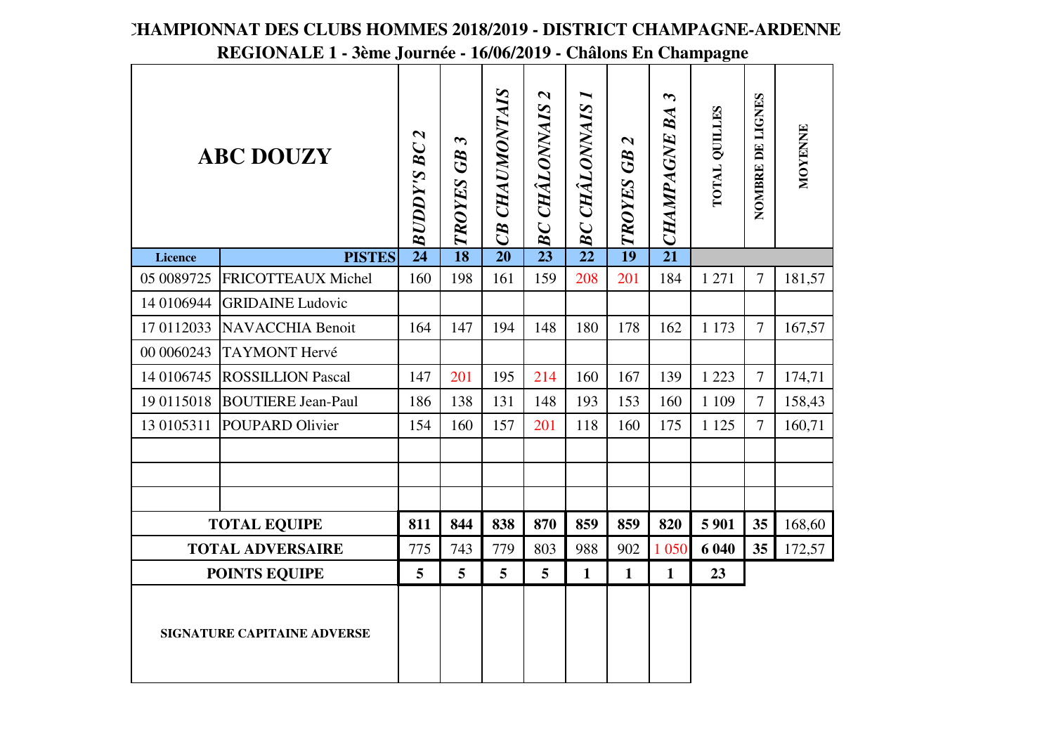# CHAMPIONNAT DES CLUBS HOMMES 2018/2019 - DISTRICT CHAMPAGNE-ARDENNE

## REGIONALE 1 - 3ème Journée - 16/06/2019 - Châlons En Champagne

| ABC DOUZY | | BUDDY'S BC 2 | TROYES GB 3 | CB CHAUMONTAIS | BC CHÂLONNAIS 2 | BC CHÂLONNAIS 1 | TROYES GB 2 | CHAMPAGNE BA 3 | TOTAL QUILLES | NOMBRE DE LIGNES | MOYENNE |
|---|---|---|---|---|---|---|---|---|---|---|---|
| **Licence** | **PISTES** | **24** | **18** | **20** | **23** | **22** | **19** | **21** | | | |
| 05 0089725 | FRICOTTEAUX Michel | 160 | 198 | 161 | 159 | 208 | 201 | 184 | 1 271 | 7 | 181,57 |
| 14 0106944 | GRIDAINE Ludovic | | | | | | | | | | |
| 17 0112033 | NAVACCHIA Benoit | 164 | 147 | 194 | 148 | 180 | 178 | 162 | 1 173 | 7 | 167,57 |
| 00 0060243 | TAYMONT Hervé | | | | | | | | | | |
| 14 0106745 | ROSSILLION Pascal | 147 | 201 | 195 | 214 | 160 | 167 | 139 | 1 223 | 7 | 174,71 |
| 19 0115018 | BOUTIERE Jean-Paul | 186 | 138 | 131 | 148 | 193 | 153 | 160 | 1 109 | 7 | 158,43 |
| 13 0105311 | POUPARD Olivier | 154 | 160 | 157 | 201 | 118 | 160 | 175 | 1 125 | 7 | 160,71 |
| | | | | | | | | | | | |
| | | | | | | | | | | | |
| | | | | | | | | | | | |
| **TOTAL EQUIPE** | | **811** | **844** | **838** | **870** | **859** | **859** | **820** | **5 901** | **35** | 168,60 |
| **TOTAL ADVERSAIRE** | | 775 | 743 | 779 | 803 | 988 | 902 | 1 050 | **6 040** | **35** | 172,57 |
| **POINTS EQUIPE** | | **5** | **5** | **5** | **5** | **1** | **1** | **1** | **23** | | |
| **SIGNATURE CAPITAINE ADVERSE** | | | | | | | | | | | |